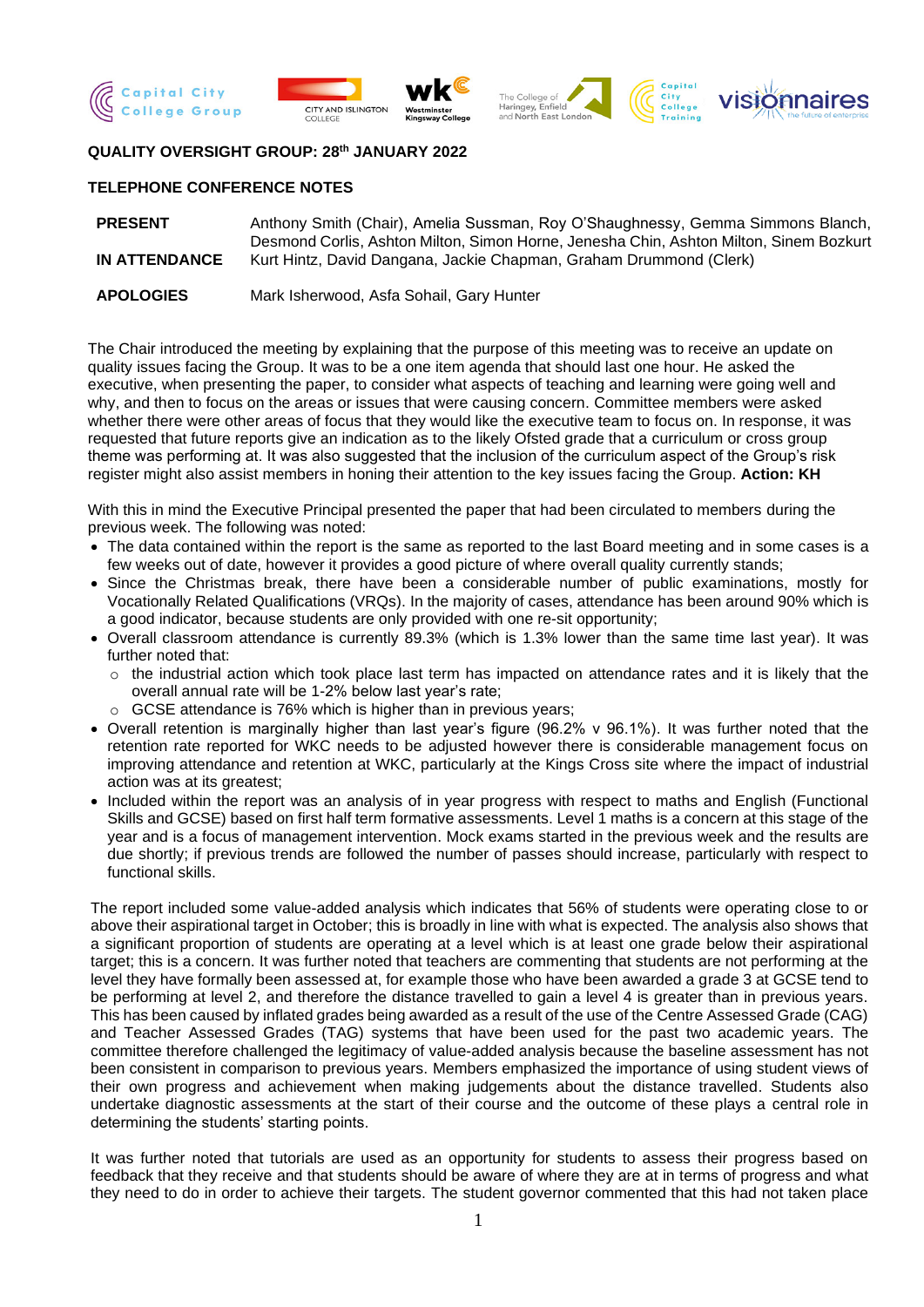**QUALITY OVERSIGHT GROUP: 28th JANUARY 2022**

**TELEPHONE CONFERENCE NOTES**

| | |
|---|---|
| **PRESENT** | Anthony Smith (Chair), Amelia Sussman, Roy O'Shaughnessy, Gemma Simmons Blanch, Desmond Corlis, Ashton Milton, Simon Horne, Jenesha Chin, Ashton Milton, Sinem Bozkurt |
| **IN ATTENDANCE** | Kurt Hintz, David Dangana, Jackie Chapman, Graham Drummond (Clerk) |
| **APOLOGIES** | Mark Isherwood, Asfa Sohail, Gary Hunter |

The Chair introduced the meeting by explaining that the purpose of this meeting was to receive an update on quality issues facing the Group. It was to be a one item agenda that should last one hour. He asked the executive, when presenting the paper, to consider what aspects of teaching and learning were going well and why, and then to focus on the areas or issues that were causing concern. Committee members were asked whether there were other areas of focus that they would like the executive team to focus on. In response, it was requested that future reports give an indication as to the likely Ofsted grade that a curriculum or cross group theme was performing at. It was also suggested that the inclusion of the curriculum aspect of the Group's risk register might also assist members in honing their attention to the key issues facing the Group. **Action: KH**

With this in mind the Executive Principal presented the paper that had been circulated to members during the previous week. The following was noted:

- The data contained within the report is the same as reported to the last Board meeting and in some cases is a few weeks out of date, however it provides a good picture of where overall quality currently stands;
- Since the Christmas break, there have been a considerable number of public examinations, mostly for Vocationally Related Qualifications (VRQs). In the majority of cases, attendance has been around 90% which is a good indicator, because students are only provided with one re-sit opportunity;
- Overall classroom attendance is currently 89.3% (which is 1.3% lower than the same time last year). It was further noted that:
  - the industrial action which took place last term has impacted on attendance rates and it is likely that the overall annual rate will be 1-2% below last year's rate;
  - GCSE attendance is 76% which is higher than in previous years;
- Overall retention is marginally higher than last year's figure (96.2% v 96.1%). It was further noted that the retention rate reported for WKC needs to be adjusted however there is considerable management focus on improving attendance and retention at WKC, particularly at the Kings Cross site where the impact of industrial action was at its greatest;
- Included within the report was an analysis of in year progress with respect to maths and English (Functional Skills and GCSE) based on first half term formative assessments. Level 1 maths is a concern at this stage of the year and is a focus of management intervention. Mock exams started in the previous week and the results are due shortly; if previous trends are followed the number of passes should increase, particularly with respect to functional skills.

The report included some value-added analysis which indicates that 56% of students were operating close to or above their aspirational target in October; this is broadly in line with what is expected. The analysis also shows that a significant proportion of students are operating at a level which is at least one grade below their aspirational target; this is a concern. It was further noted that teachers are commenting that students are not performing at the level they have formally been assessed at, for example those who have been awarded a grade 3 at GCSE tend to be performing at level 2, and therefore the distance travelled to gain a level 4 is greater than in previous years. This has been caused by inflated grades being awarded as a result of the use of the Centre Assessed Grade (CAG) and Teacher Assessed Grades (TAG) systems that have been used for the past two academic years. The committee therefore challenged the legitimacy of value-added analysis because the baseline assessment has not been consistent in comparison to previous years. Members emphasized the importance of using student views of their own progress and achievement when making judgements about the distance travelled. Students also undertake diagnostic assessments at the start of their course and the outcome of these plays a central role in determining the students' starting points.

It was further noted that tutorials are used as an opportunity for students to assess their progress based on feedback that they receive and that students should be aware of where they are at in terms of progress and what they need to do in order to achieve their targets. The student governor commented that this had not taken place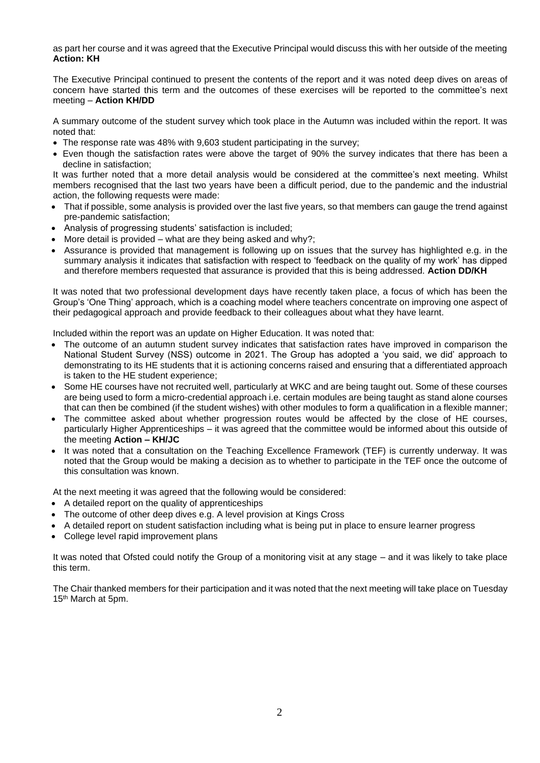as part her course and it was agreed that the Executive Principal would discuss this with her outside of the meeting **Action: KH**

The Executive Principal continued to present the contents of the report and it was noted deep dives on areas of concern have started this term and the outcomes of these exercises will be reported to the committee's next meeting – **Action KH/DD**

A summary outcome of the student survey which took place in the Autumn was included within the report. It was noted that:

- The response rate was 48% with 9,603 student participating in the survey;
- Even though the satisfaction rates were above the target of 90% the survey indicates that there has been a decline in satisfaction;

It was further noted that a more detail analysis would be considered at the committee's next meeting. Whilst members recognised that the last two years have been a difficult period, due to the pandemic and the industrial action, the following requests were made:

- That if possible, some analysis is provided over the last five years, so that members can gauge the trend against pre-pandemic satisfaction;
- Analysis of progressing students' satisfaction is included;
- More detail is provided – what are they being asked and why?;
- Assurance is provided that management is following up on issues that the survey has highlighted e.g. in the summary analysis it indicates that satisfaction with respect to 'feedback on the quality of my work' has dipped and therefore members requested that assurance is provided that this is being addressed. **Action DD/KH**

It was noted that two professional development days have recently taken place, a focus of which has been the Group's 'One Thing' approach, which is a coaching model where teachers concentrate on improving one aspect of their pedagogical approach and provide feedback to their colleagues about what they have learnt.

Included within the report was an update on Higher Education. It was noted that:

- The outcome of an autumn student survey indicates that satisfaction rates have improved in comparison the National Student Survey (NSS) outcome in 2021. The Group has adopted a 'you said, we did' approach to demonstrating to its HE students that it is actioning concerns raised and ensuring that a differentiated approach is taken to the HE student experience;
- Some HE courses have not recruited well, particularly at WKC and are being taught out. Some of these courses are being used to form a micro-credential approach i.e. certain modules are being taught as stand alone courses that can then be combined (if the student wishes) with other modules to form a qualification in a flexible manner;
- The committee asked about whether progression routes would be affected by the close of HE courses, particularly Higher Apprenticeships – it was agreed that the committee would be informed about this outside of the meeting **Action – KH/JC**
- It was noted that a consultation on the Teaching Excellence Framework (TEF) is currently underway. It was noted that the Group would be making a decision as to whether to participate in the TEF once the outcome of this consultation was known.

At the next meeting it was agreed that the following would be considered:

- A detailed report on the quality of apprenticeships
- The outcome of other deep dives e.g. A level provision at Kings Cross
- A detailed report on student satisfaction including what is being put in place to ensure learner progress
- College level rapid improvement plans

It was noted that Ofsted could notify the Group of a monitoring visit at any stage – and it was likely to take place this term.

The Chair thanked members for their participation and it was noted that the next meeting will take place on Tuesday 15th March at 5pm.